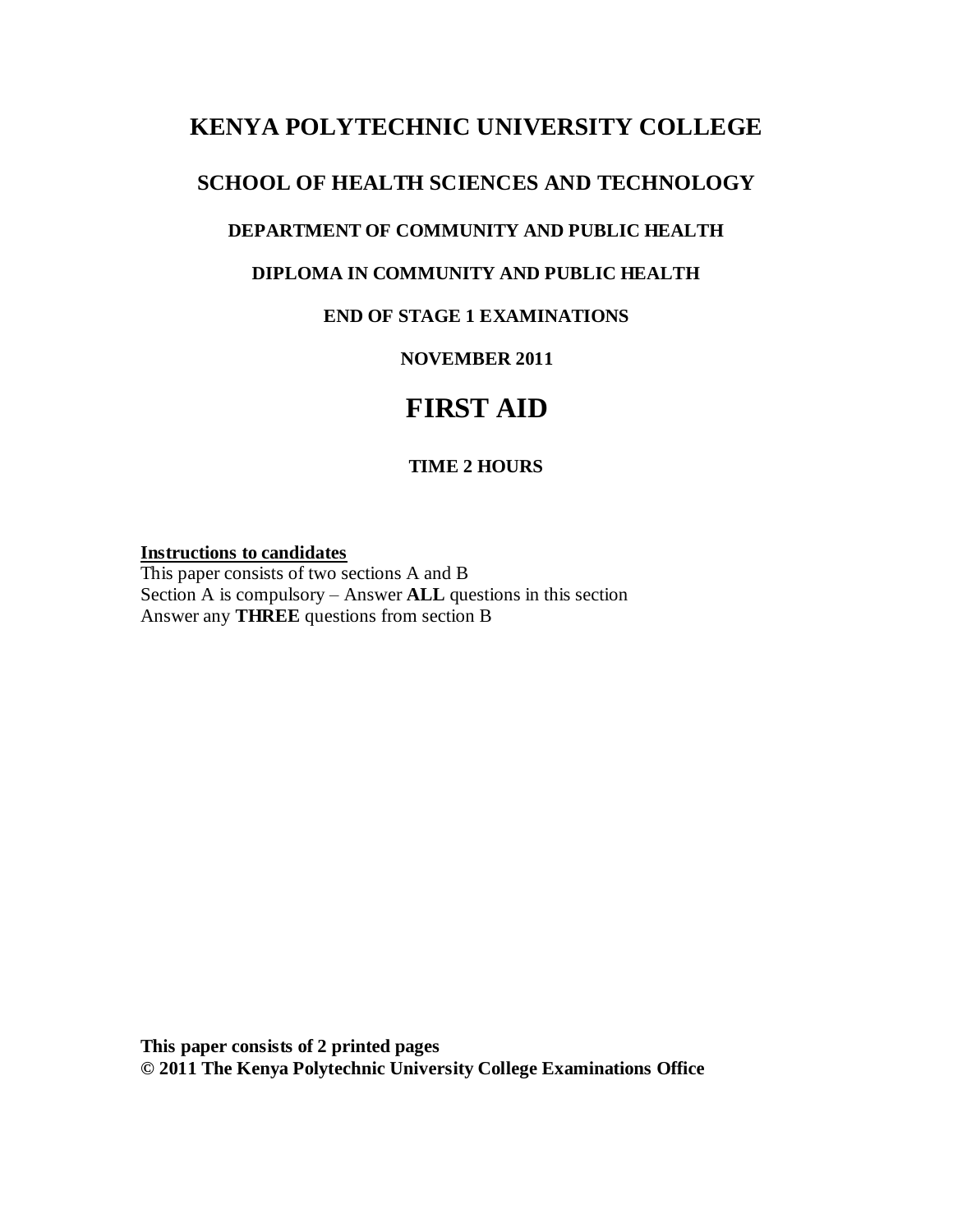# KENYA POLYTECHNIC UNIVERSITY COLLEGE

## SCHOOL OF HEALTH SCIENCES AND TECHNOLOGY

### DEPARTMENT OF COMMUNITY AND PUBLIC HEALTH

### DIPLOMA IN COMMUNITY AND PUBLIC HEALTH

### END OF STAGE 1 EXAMINATIONS

### NOVEMBER 2011

# FIRST AID

### TIME 2 HOURS

**Instructions to candidates**

This paper consists of two sections A and B
Section A is compulsory – Answer **ALL** questions in this section
Answer any **THREE** questions from section B

**This paper consists of 2 printed pages**
**© 2011 The Kenya Polytechnic University College Examinations Office**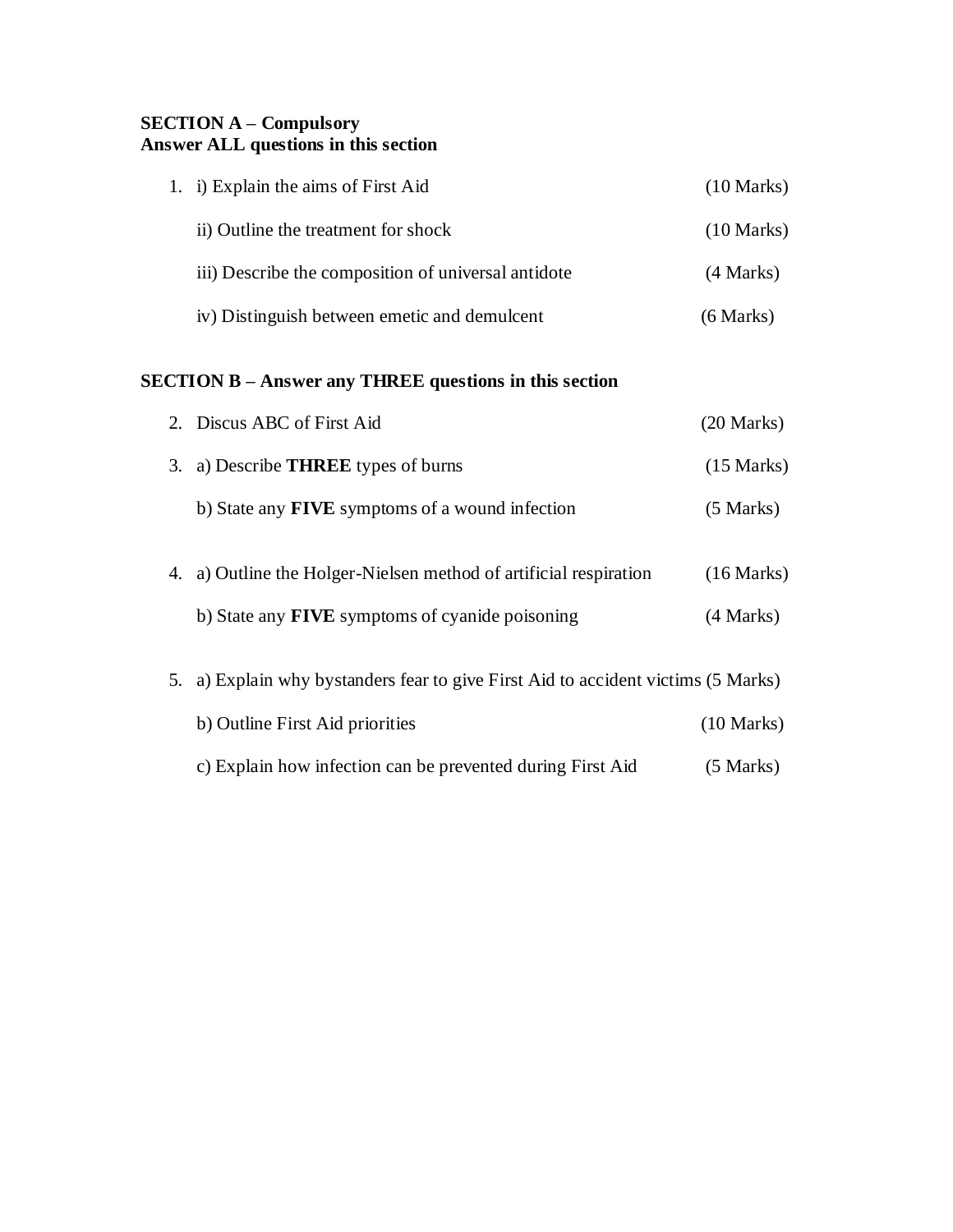**SECTION A – Compulsory**
**Answer ALL questions in this section**

1. i) Explain the aims of First Aid (10 Marks)

   ii) Outline the treatment for shock (10 Marks)

   iii) Describe the composition of universal antidote (4 Marks)

   iv) Distinguish between emetic and demulcent (6 Marks)

**SECTION B – Answer any THREE questions in this section**

2. Discus ABC of First Aid (20 Marks)

3. a) Describe **THREE** types of burns (15 Marks)

   b) State any **FIVE** symptoms of a wound infection (5 Marks)

4. a) Outline the Holger-Nielsen method of artificial respiration (16 Marks)

   b) State any **FIVE** symptoms of cyanide poisoning (4 Marks)

5. a) Explain why bystanders fear to give First Aid to accident victims (5 Marks)

   b) Outline First Aid priorities (10 Marks)

   c) Explain how infection can be prevented during First Aid (5 Marks)